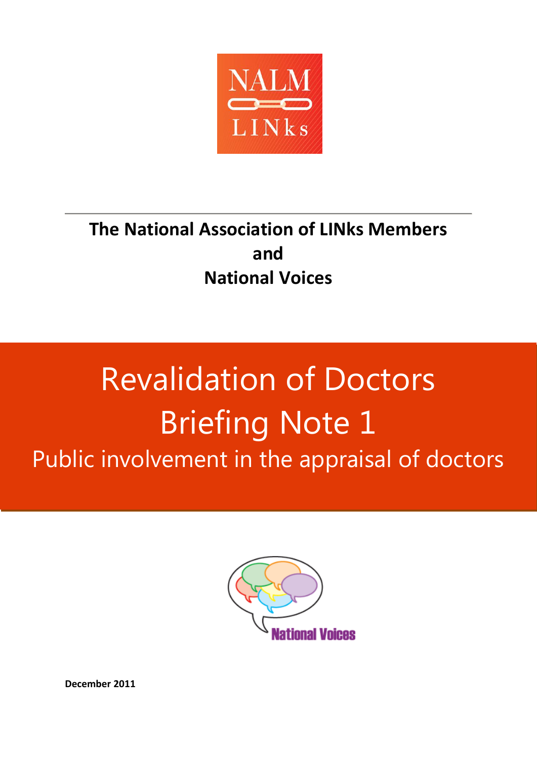NALM LINKs

**The National Association of LINks Members**
**and**
**National Voices**

# Revalidation of Doctors
# Briefing Note 1
## Public involvement in the appraisal of doctors

National Voices

**December 2011**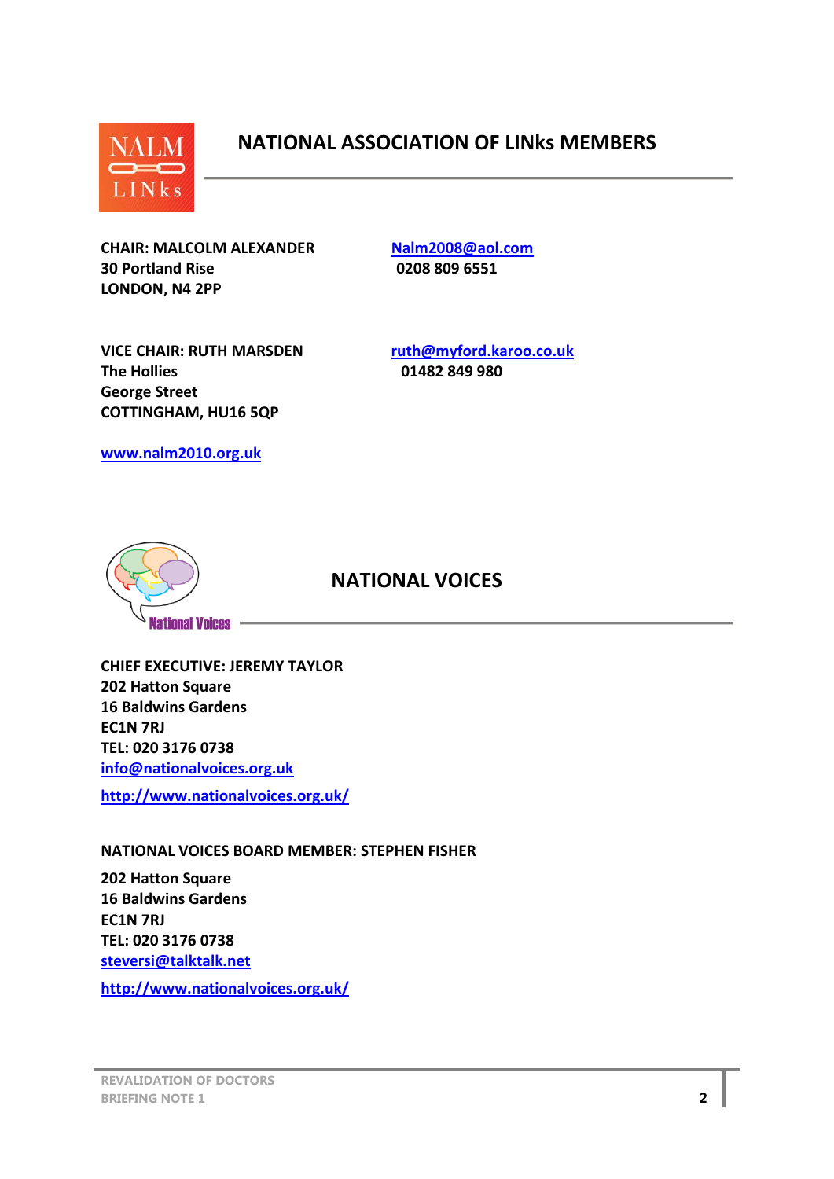## NATIONAL ASSOCIATION OF LINKs MEMBERS

**CHAIR: MALCOLM ALEXANDER**
**30 Portland Rise**
**LONDON, N4 2PP**

**Nalm2008@aol.com**
**0208 809 6551**

**VICE CHAIR: RUTH MARSDEN**
**The Hollies**
**George Street**
**COTTINGHAM, HU16 5QP**

**ruth@myford.karoo.co.uk**
**01482 849 980**

**www.nalm2010.org.uk**

## NATIONAL VOICES

**CHIEF EXECUTIVE: JEREMY TAYLOR**
**202 Hatton Square**
**16 Baldwins Gardens**
**EC1N 7RJ**
**TEL: 020 3176 0738**
**info@nationalvoices.org.uk**

**http://www.nationalvoices.org.uk/**

**NATIONAL VOICES BOARD MEMBER: STEPHEN FISHER**

**202 Hatton Square**
**16 Baldwins Gardens**
**EC1N 7RJ**
**TEL: 020 3176 0738**
**steversi@talktalk.net**

**http://www.nationalvoices.org.uk/**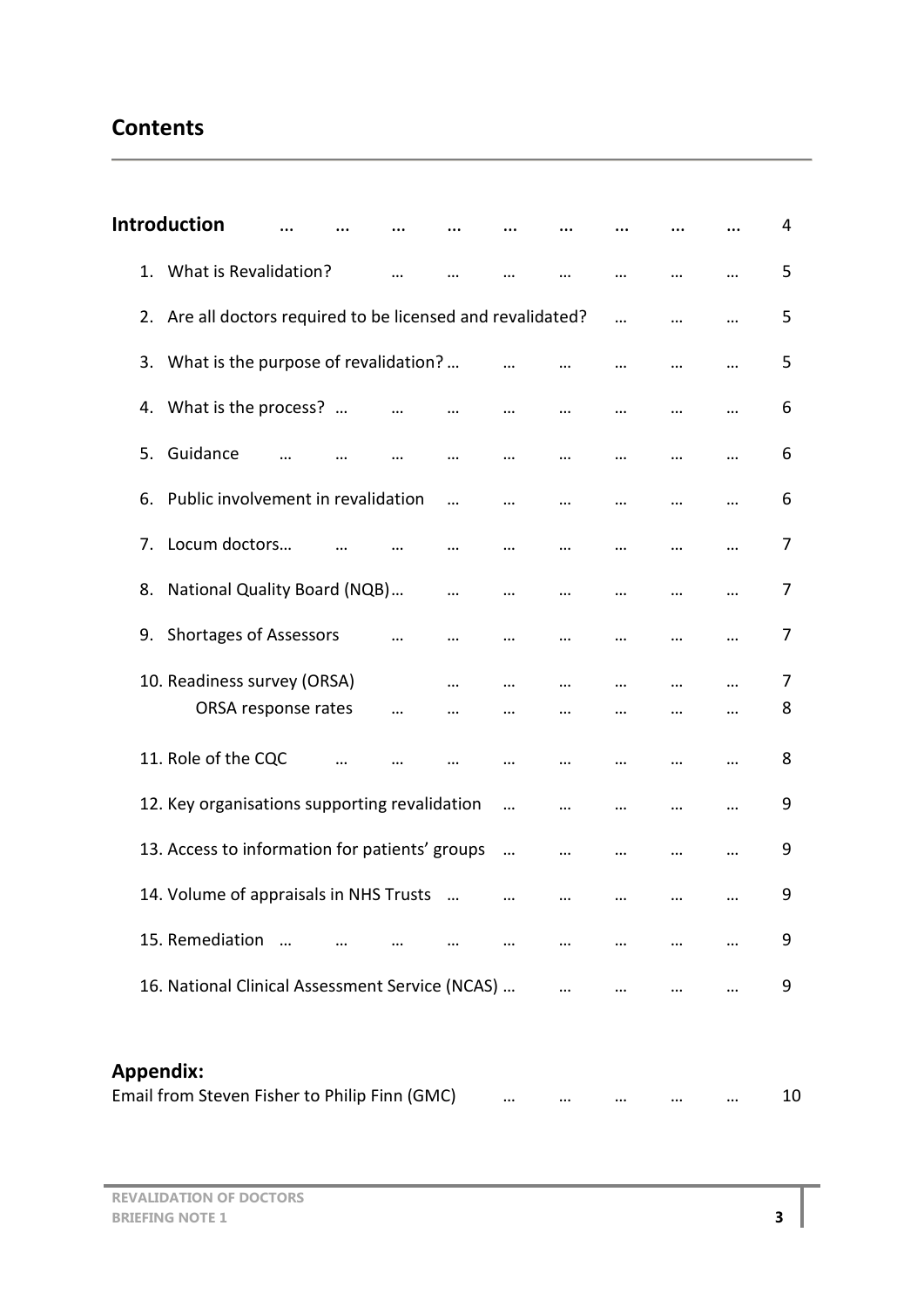## Contents

| | |
|---|---|
| **Introduction** | 4 |
| 1. What is Revalidation? | 5 |
| 2. Are all doctors required to be licensed and revalidated? | 5 |
| 3. What is the purpose of revalidation? | 5 |
| 4. What is the process? | 6 |
| 5. Guidance | 6 |
| 6. Public involvement in revalidation | 6 |
| 7. Locum doctors | 7 |
| 8. National Quality Board (NQB) | 7 |
| 9. Shortages of Assessors | 7 |
| 10. Readiness survey (ORSA) | 7 |
| ORSA response rates | 8 |
| 11. Role of the CQC | 8 |
| 12. Key organisations supporting revalidation | 9 |
| 13. Access to information for patients' groups | 9 |
| 14. Volume of appraisals in NHS Trusts | 9 |
| 15. Remediation | 9 |
| 16. National Clinical Assessment Service (NCAS) | 9 |

**Appendix:**

| | |
|---|---|
| Email from Steven Fisher to Philip Finn (GMC) | 10 |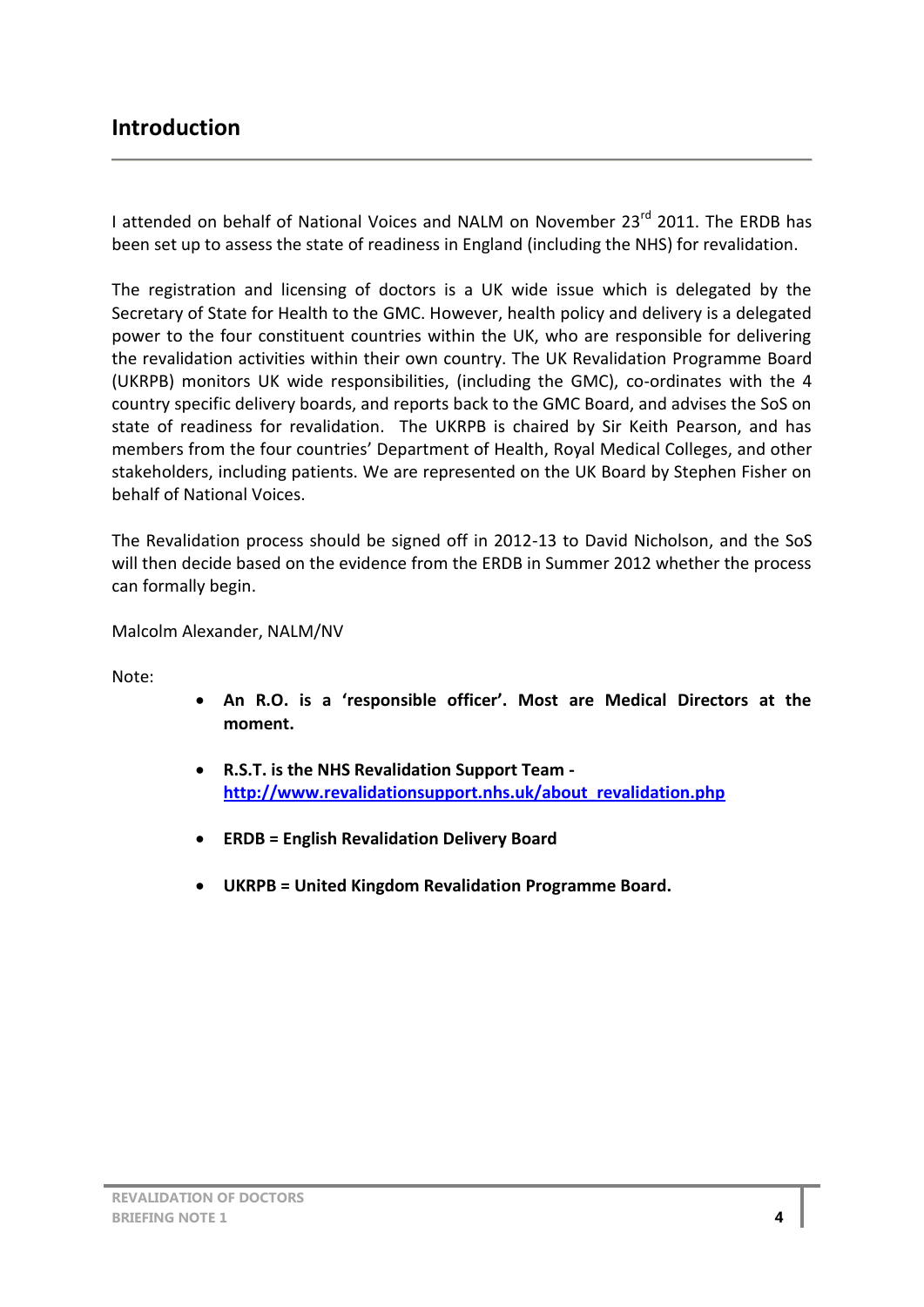## Introduction

I attended on behalf of National Voices and NALM on November 23rd 2011. The ERDB has been set up to assess the state of readiness in England (including the NHS) for revalidation.

The registration and licensing of doctors is a UK wide issue which is delegated by the Secretary of State for Health to the GMC. However, health policy and delivery is a delegated power to the four constituent countries within the UK, who are responsible for delivering the revalidation activities within their own country. The UK Revalidation Programme Board (UKRPB) monitors UK wide responsibilities, (including the GMC), co-ordinates with the 4 country specific delivery boards, and reports back to the GMC Board, and advises the SoS on state of readiness for revalidation. The UKRPB is chaired by Sir Keith Pearson, and has members from the four countries' Department of Health, Royal Medical Colleges, and other stakeholders, including patients. We are represented on the UK Board by Stephen Fisher on behalf of National Voices.

The Revalidation process should be signed off in 2012-13 to David Nicholson, and the SoS will then decide based on the evidence from the ERDB in Summer 2012 whether the process can formally begin.

Malcolm Alexander, NALM/NV

Note:

- **An R.O. is a 'responsible officer'. Most are Medical Directors at the moment.**
- **R.S.T. is the NHS Revalidation Support Team - [http://www.revalidationsupport.nhs.uk/about_revalidation.php](http://www.revalidationsupport.nhs.uk/about_revalidation.php)**
- **ERDB = English Revalidation Delivery Board**
- **UKRPB = United Kingdom Revalidation Programme Board.**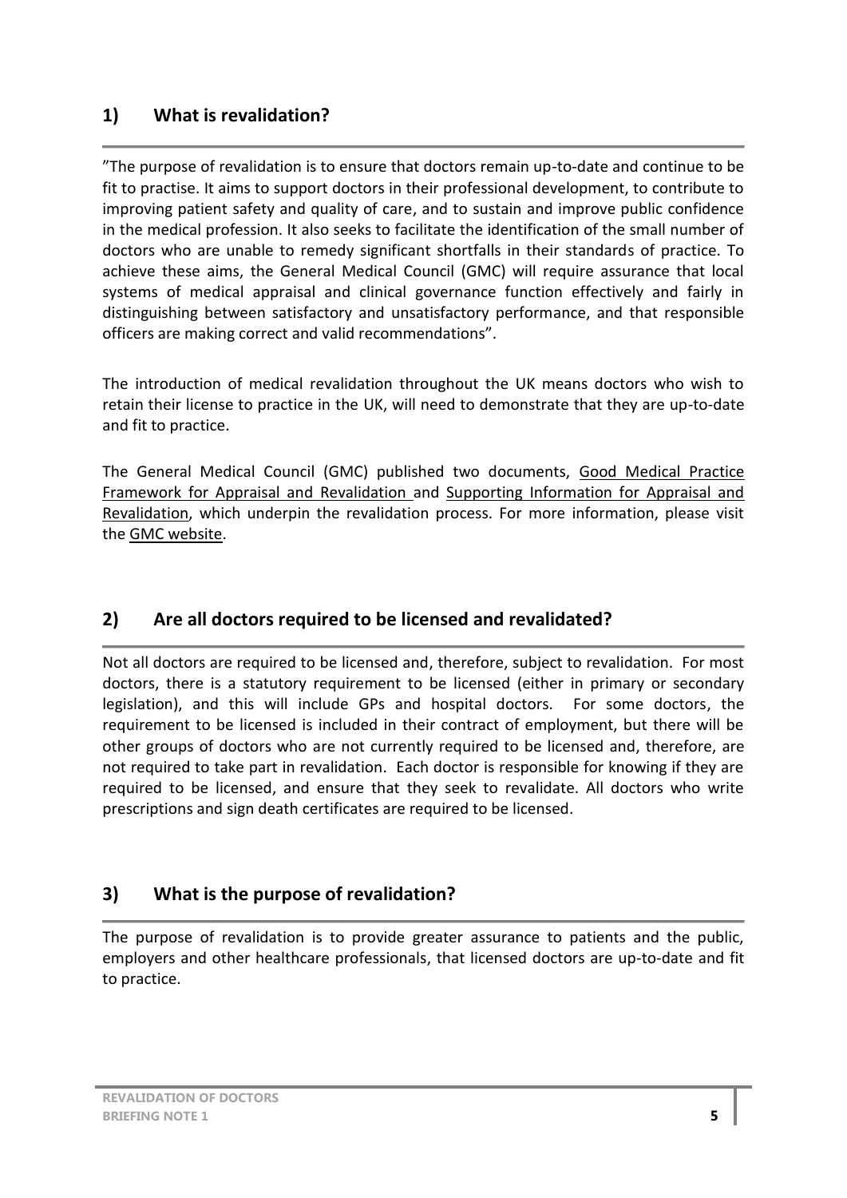## 1) What is revalidation?

"The purpose of revalidation is to ensure that doctors remain up-to-date and continue to be fit to practise. It aims to support doctors in their professional development, to contribute to improving patient safety and quality of care, and to sustain and improve public confidence in the medical profession. It also seeks to facilitate the identification of the small number of doctors who are unable to remedy significant shortfalls in their standards of practice. To achieve these aims, the General Medical Council (GMC) will require assurance that local systems of medical appraisal and clinical governance function effectively and fairly in distinguishing between satisfactory and unsatisfactory performance, and that responsible officers are making correct and valid recommendations".

The introduction of medical revalidation throughout the UK means doctors who wish to retain their license to practice in the UK, will need to demonstrate that they are up-to-date and fit to practice.

The General Medical Council (GMC) published two documents, Good Medical Practice Framework for Appraisal and Revalidation and Supporting Information for Appraisal and Revalidation, which underpin the revalidation process. For more information, please visit the GMC website.

## 2) Are all doctors required to be licensed and revalidated?

Not all doctors are required to be licensed and, therefore, subject to revalidation. For most doctors, there is a statutory requirement to be licensed (either in primary or secondary legislation), and this will include GPs and hospital doctors. For some doctors, the requirement to be licensed is included in their contract of employment, but there will be other groups of doctors who are not currently required to be licensed and, therefore, are not required to take part in revalidation. Each doctor is responsible for knowing if they are required to be licensed, and ensure that they seek to revalidate. All doctors who write prescriptions and sign death certificates are required to be licensed.

## 3) What is the purpose of revalidation?

The purpose of revalidation is to provide greater assurance to patients and the public, employers and other healthcare professionals, that licensed doctors are up-to-date and fit to practice.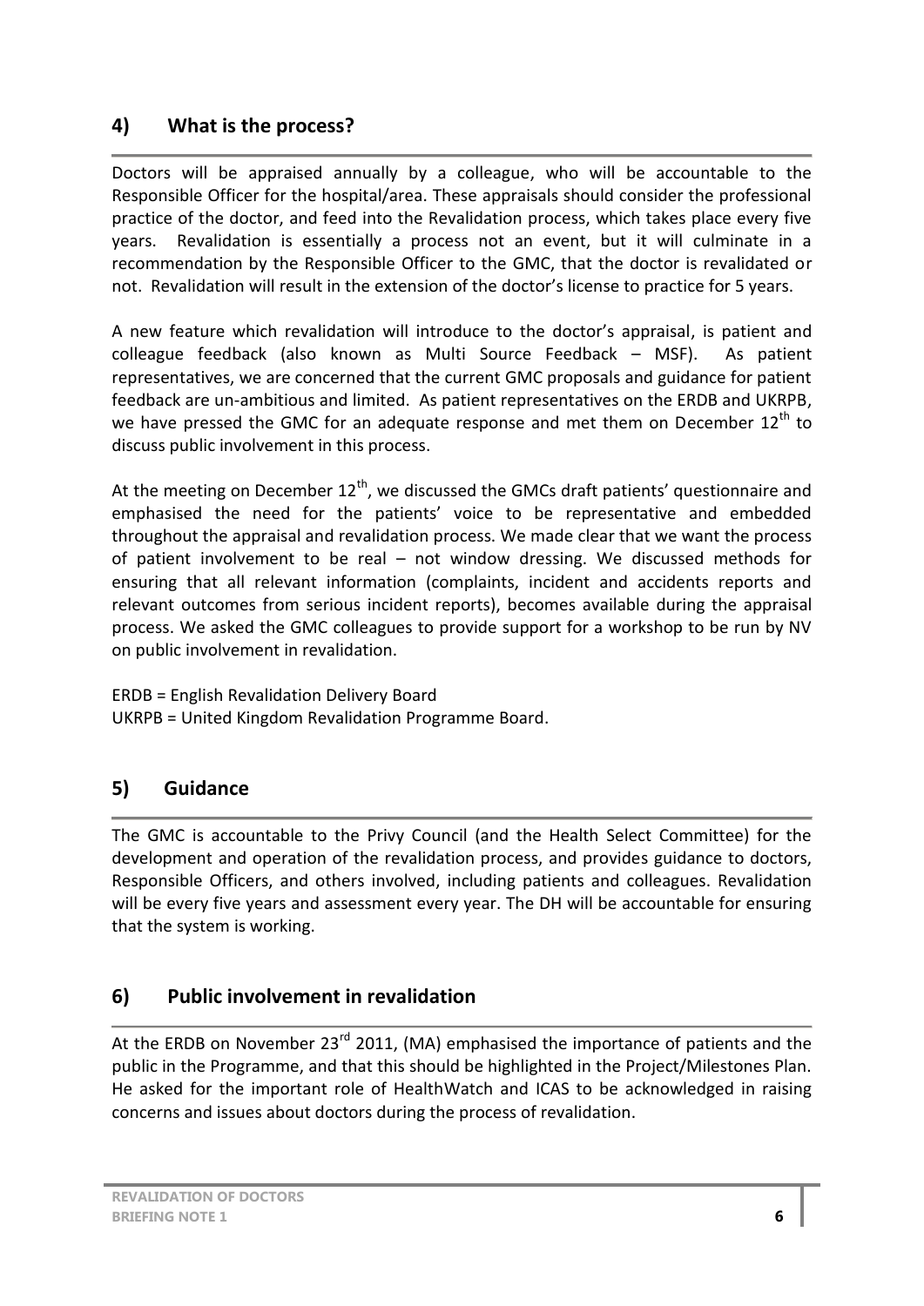## 4) What is the process?

Doctors will be appraised annually by a colleague, who will be accountable to the Responsible Officer for the hospital/area. These appraisals should consider the professional practice of the doctor, and feed into the Revalidation process, which takes place every five years. Revalidation is essentially a process not an event, but it will culminate in a recommendation by the Responsible Officer to the GMC, that the doctor is revalidated or not. Revalidation will result in the extension of the doctor's license to practice for 5 years.

A new feature which revalidation will introduce to the doctor's appraisal, is patient and colleague feedback (also known as Multi Source Feedback – MSF). As patient representatives, we are concerned that the current GMC proposals and guidance for patient feedback are un-ambitious and limited. As patient representatives on the ERDB and UKRPB, we have pressed the GMC for an adequate response and met them on December 12th to discuss public involvement in this process.

At the meeting on December 12th, we discussed the GMCs draft patients' questionnaire and emphasised the need for the patients' voice to be representative and embedded throughout the appraisal and revalidation process. We made clear that we want the process of patient involvement to be real – not window dressing. We discussed methods for ensuring that all relevant information (complaints, incident and accidents reports and relevant outcomes from serious incident reports), becomes available during the appraisal process. We asked the GMC colleagues to provide support for a workshop to be run by NV on public involvement in revalidation.

ERDB = English Revalidation Delivery Board
UKRPB = United Kingdom Revalidation Programme Board.

## 5) Guidance

The GMC is accountable to the Privy Council (and the Health Select Committee) for the development and operation of the revalidation process, and provides guidance to doctors, Responsible Officers, and others involved, including patients and colleagues. Revalidation will be every five years and assessment every year. The DH will be accountable for ensuring that the system is working.

## 6) Public involvement in revalidation

At the ERDB on November 23rd 2011, (MA) emphasised the importance of patients and the public in the Programme, and that this should be highlighted in the Project/Milestones Plan. He asked for the important role of HealthWatch and ICAS to be acknowledged in raising concerns and issues about doctors during the process of revalidation.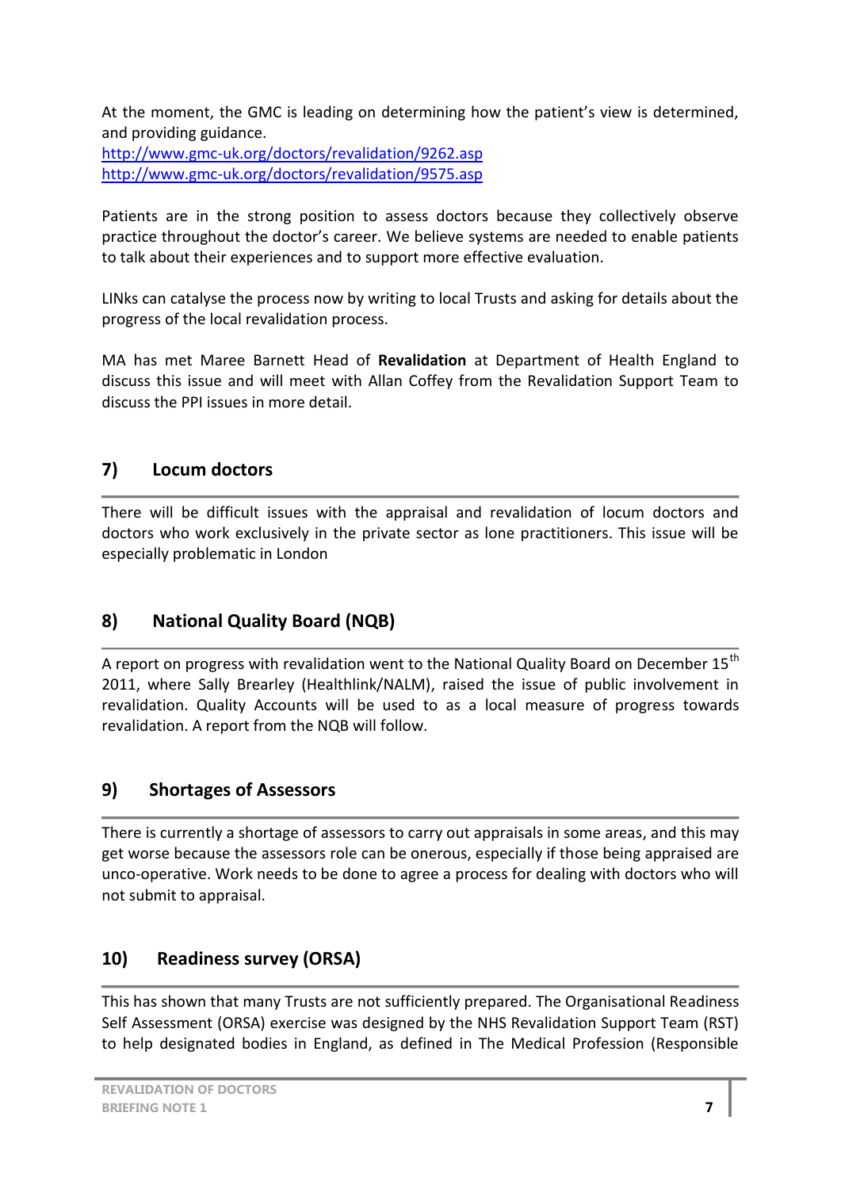At the moment, the GMC is leading on determining how the patient's view is determined, and providing guidance.
http://www.gmc-uk.org/doctors/revalidation/9262.asp
http://www.gmc-uk.org/doctors/revalidation/9575.asp

Patients are in the strong position to assess doctors because they collectively observe practice throughout the doctor's career. We believe systems are needed to enable patients to talk about their experiences and to support more effective evaluation.

LINks can catalyse the process now by writing to local Trusts and asking for details about the progress of the local revalidation process.

MA has met Maree Barnett Head of **Revalidation** at Department of Health England to discuss this issue and will meet with Allan Coffey from the Revalidation Support Team to discuss the PPI issues in more detail.

## 7) Locum doctors

There will be difficult issues with the appraisal and revalidation of locum doctors and doctors who work exclusively in the private sector as lone practitioners. This issue will be especially problematic in London

## 8) National Quality Board (NQB)

A report on progress with revalidation went to the National Quality Board on December 15th 2011, where Sally Brearley (Healthlink/NALM), raised the issue of public involvement in revalidation. Quality Accounts will be used to as a local measure of progress towards revalidation. A report from the NQB will follow.

## 9) Shortages of Assessors

There is currently a shortage of assessors to carry out appraisals in some areas, and this may get worse because the assessors role can be onerous, especially if those being appraised are unco-operative. Work needs to be done to agree a process for dealing with doctors who will not submit to appraisal.

## 10) Readiness survey (ORSA)

This has shown that many Trusts are not sufficiently prepared. The Organisational Readiness Self Assessment (ORSA) exercise was designed by the NHS Revalidation Support Team (RST) to help designated bodies in England, as defined in The Medical Profession (Responsible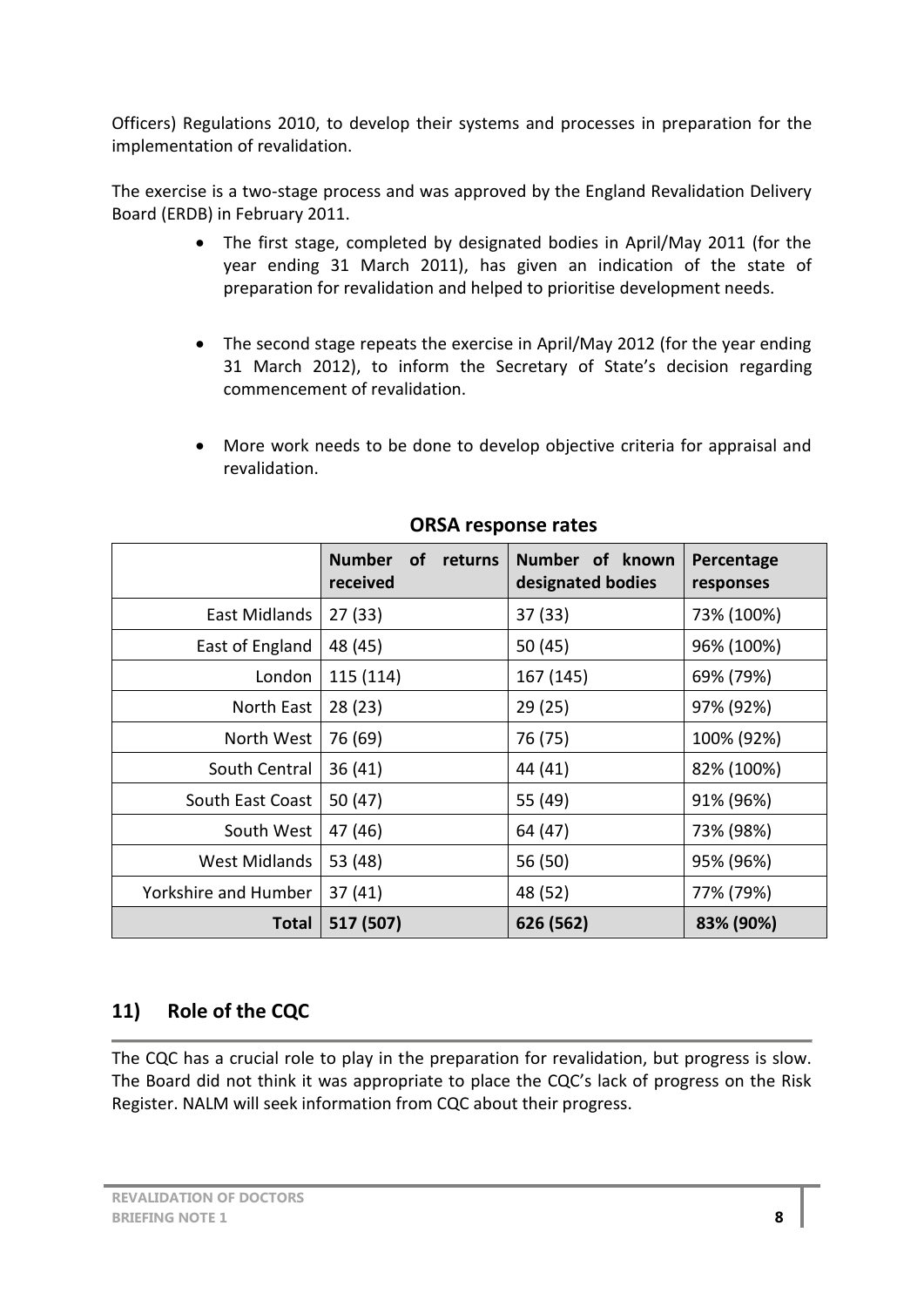Officers) Regulations 2010, to develop their systems and processes in preparation for the implementation of revalidation.

The exercise is a two-stage process and was approved by the England Revalidation Delivery Board (ERDB) in February 2011.

- The first stage, completed by designated bodies in April/May 2011 (for the year ending 31 March 2011), has given an indication of the state of preparation for revalidation and helped to prioritise development needs.
- The second stage repeats the exercise in April/May 2012 (for the year ending 31 March 2012), to inform the Secretary of State's decision regarding commencement of revalidation.
- More work needs to be done to develop objective criteria for appraisal and revalidation.

**ORSA response rates**

| | Number of returns received | Number of known designated bodies | Percentage responses |
|---|---|---|---|
| East Midlands | 27 (33) | 37 (33) | 73% (100%) |
| East of England | 48 (45) | 50 (45) | 96% (100%) |
| London | 115 (114) | 167 (145) | 69% (79%) |
| North East | 28 (23) | 29 (25) | 97% (92%) |
| North West | 76 (69) | 76 (75) | 100% (92%) |
| South Central | 36 (41) | 44 (41) | 82% (100%) |
| South East Coast | 50 (47) | 55 (49) | 91% (96%) |
| South West | 47 (46) | 64 (47) | 73% (98%) |
| West Midlands | 53 (48) | 56 (50) | 95% (96%) |
| Yorkshire and Humber | 37 (41) | 48 (52) | 77% (79%) |
| **Total** | **517 (507)** | **626 (562)** | **83% (90%)** |

## 11) Role of the CQC

The CQC has a crucial role to play in the preparation for revalidation, but progress is slow. The Board did not think it was appropriate to place the CQC's lack of progress on the Risk Register. NALM will seek information from CQC about their progress.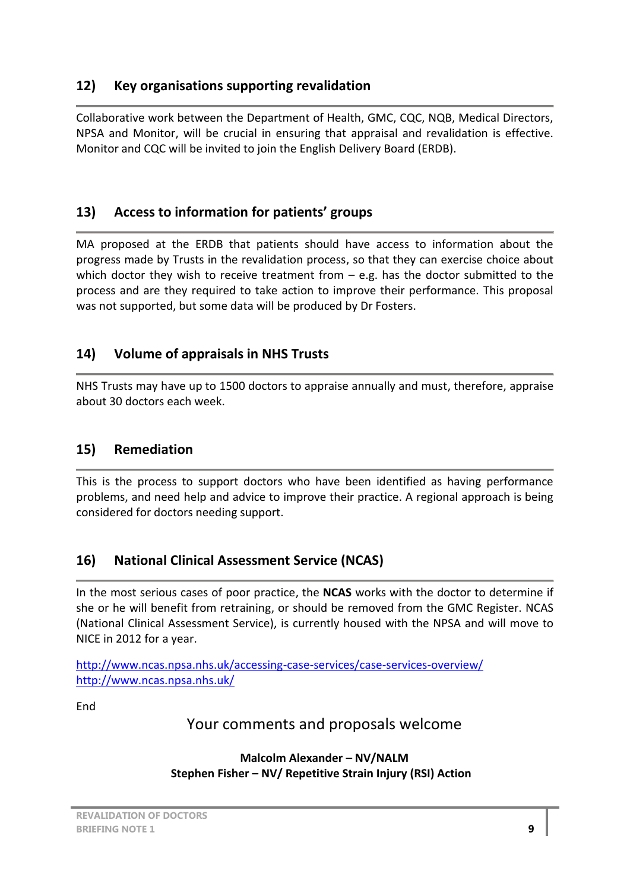## 12) Key organisations supporting revalidation

Collaborative work between the Department of Health, GMC, CQC, NQB, Medical Directors, NPSA and Monitor, will be crucial in ensuring that appraisal and revalidation is effective. Monitor and CQC will be invited to join the English Delivery Board (ERDB).

## 13) Access to information for patients' groups

MA proposed at the ERDB that patients should have access to information about the progress made by Trusts in the revalidation process, so that they can exercise choice about which doctor they wish to receive treatment from – e.g. has the doctor submitted to the process and are they required to take action to improve their performance. This proposal was not supported, but some data will be produced by Dr Fosters.

## 14) Volume of appraisals in NHS Trusts

NHS Trusts may have up to 1500 doctors to appraise annually and must, therefore, appraise about 30 doctors each week.

## 15) Remediation

This is the process to support doctors who have been identified as having performance problems, and need help and advice to improve their practice. A regional approach is being considered for doctors needing support.

## 16) National Clinical Assessment Service (NCAS)

In the most serious cases of poor practice, the **NCAS** works with the doctor to determine if she or he will benefit from retraining, or should be removed from the GMC Register. NCAS (National Clinical Assessment Service), is currently housed with the NPSA and will move to NICE in 2012 for a year.

http://www.ncas.npsa.nhs.uk/accessing-case-services/case-services-overview/
http://www.ncas.npsa.nhs.uk/

End

Your comments and proposals welcome

**Malcolm Alexander – NV/NALM**
**Stephen Fisher – NV/ Repetitive Strain Injury (RSI) Action**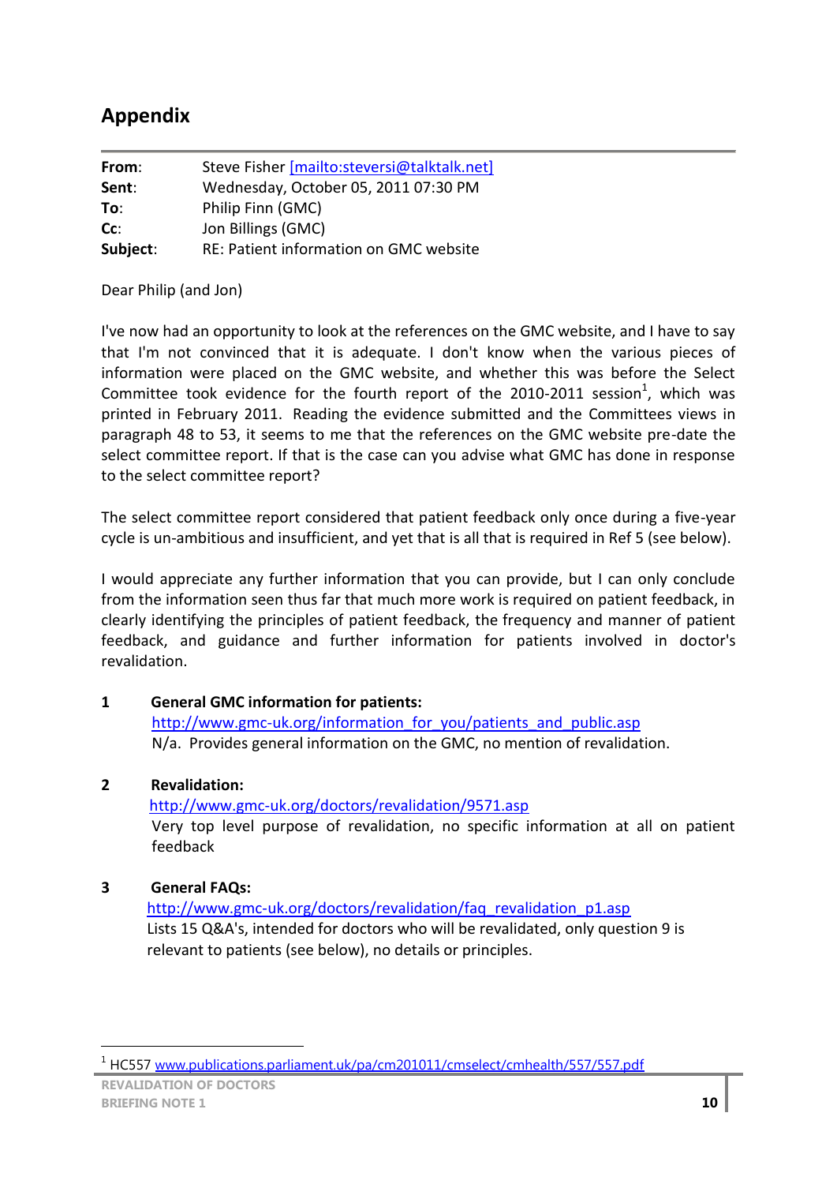## Appendix

| | |
|---|---|
| **From**: | Steve Fisher [mailto:steversi@talktalk.net] |
| **Sent**: | Wednesday, October 05, 2011 07:30 PM |
| **To**: | Philip Finn (GMC) |
| **Cc**: | Jon Billings (GMC) |
| **Subject**: | RE: Patient information on GMC website |

Dear Philip (and Jon)

I've now had an opportunity to look at the references on the GMC website, and I have to say that I'm not convinced that it is adequate. I don't know when the various pieces of information were placed on the GMC website, and whether this was before the Select Committee took evidence for the fourth report of the 2010-2011 session[1], which was printed in February 2011. Reading the evidence submitted and the Committees views in paragraph 48 to 53, it seems to me that the references on the GMC website pre-date the select committee report. If that is the case can you advise what GMC has done in response to the select committee report?

The select committee report considered that patient feedback only once during a five-year cycle is un-ambitious and insufficient, and yet that is all that is required in Ref 5 (see below).

I would appreciate any further information that you can provide, but I can only conclude from the information seen thus far that much more work is required on patient feedback, in clearly identifying the principles of patient feedback, the frequency and manner of patient feedback, and guidance and further information for patients involved in doctor's revalidation.

1. **General GMC information for patients:**
   http://www.gmc-uk.org/information_for_you/patients_and_public.asp
   N/a. Provides general information on the GMC, no mention of revalidation.

2. **Revalidation:**
   http://www.gmc-uk.org/doctors/revalidation/9571.asp
   Very top level purpose of revalidation, no specific information at all on patient feedback

3. **General FAQs:**
   http://www.gmc-uk.org/doctors/revalidation/faq_revalidation_p1.asp
   Lists 15 Q&A's, intended for doctors who will be revalidated, only question 9 is relevant to patients (see below), no details or principles.

---

[1] HC557 www.publications.parliament.uk/pa/cm201011/cmselect/cmhealth/557/557.pdf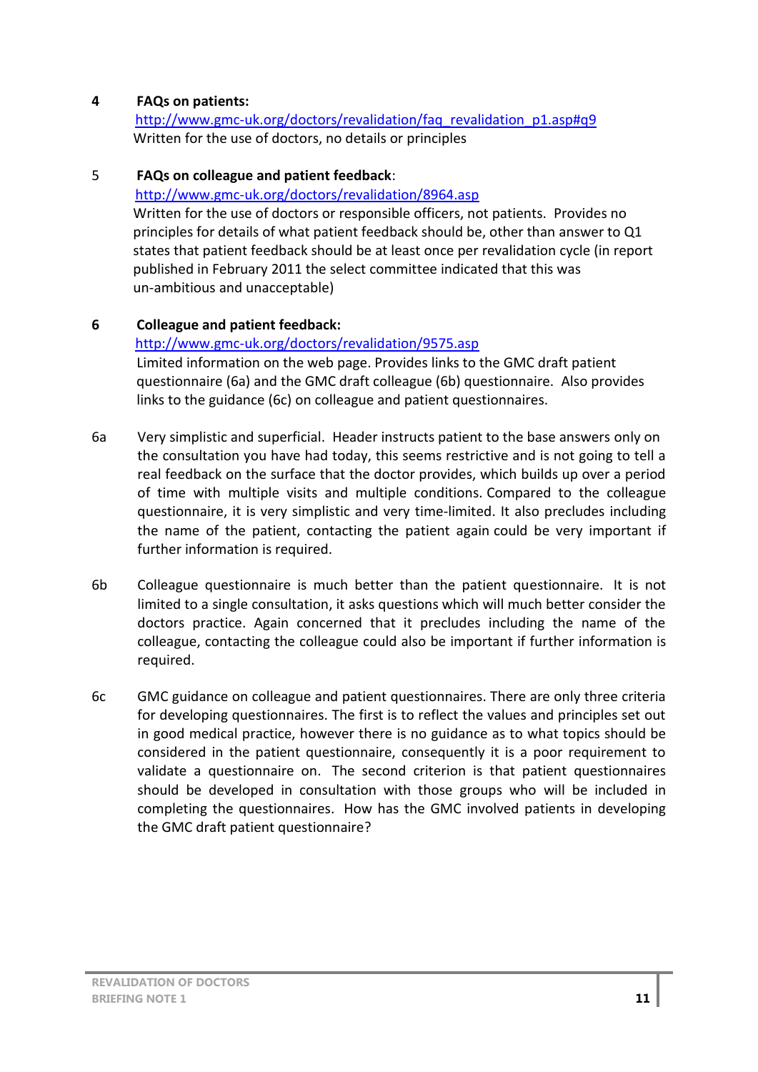**4 FAQs on patients:**

http://www.gmc-uk.org/doctors/revalidation/faq_revalidation_p1.asp#q9

Written for the use of doctors, no details or principles

5 **FAQs on colleague and patient feedback**:

http://www.gmc-uk.org/doctors/revalidation/8964.asp

Written for the use of doctors or responsible officers, not patients. Provides no principles for details of what patient feedback should be, other than answer to Q1 states that patient feedback should be at least once per revalidation cycle (in report published in February 2011 the select committee indicated that this was un-ambitious and unacceptable)

**6 Colleague and patient feedback:**

http://www.gmc-uk.org/doctors/revalidation/9575.asp

Limited information on the web page. Provides links to the GMC draft patient questionnaire (6a) and the GMC draft colleague (6b) questionnaire. Also provides links to the guidance (6c) on colleague and patient questionnaires.

6a Very simplistic and superficial. Header instructs patient to the base answers only on the consultation you have had today, this seems restrictive and is not going to tell a real feedback on the surface that the doctor provides, which builds up over a period of time with multiple visits and multiple conditions. Compared to the colleague questionnaire, it is very simplistic and very time-limited. It also precludes including the name of the patient, contacting the patient again could be very important if further information is required.

6b Colleague questionnaire is much better than the patient questionnaire. It is not limited to a single consultation, it asks questions which will much better consider the doctors practice. Again concerned that it precludes including the name of the colleague, contacting the colleague could also be important if further information is required.

6c GMC guidance on colleague and patient questionnaires. There are only three criteria for developing questionnaires. The first is to reflect the values and principles set out in good medical practice, however there is no guidance as to what topics should be considered in the patient questionnaire, consequently it is a poor requirement to validate a questionnaire on. The second criterion is that patient questionnaires should be developed in consultation with those groups who will be included in completing the questionnaires. How has the GMC involved patients in developing the GMC draft patient questionnaire?